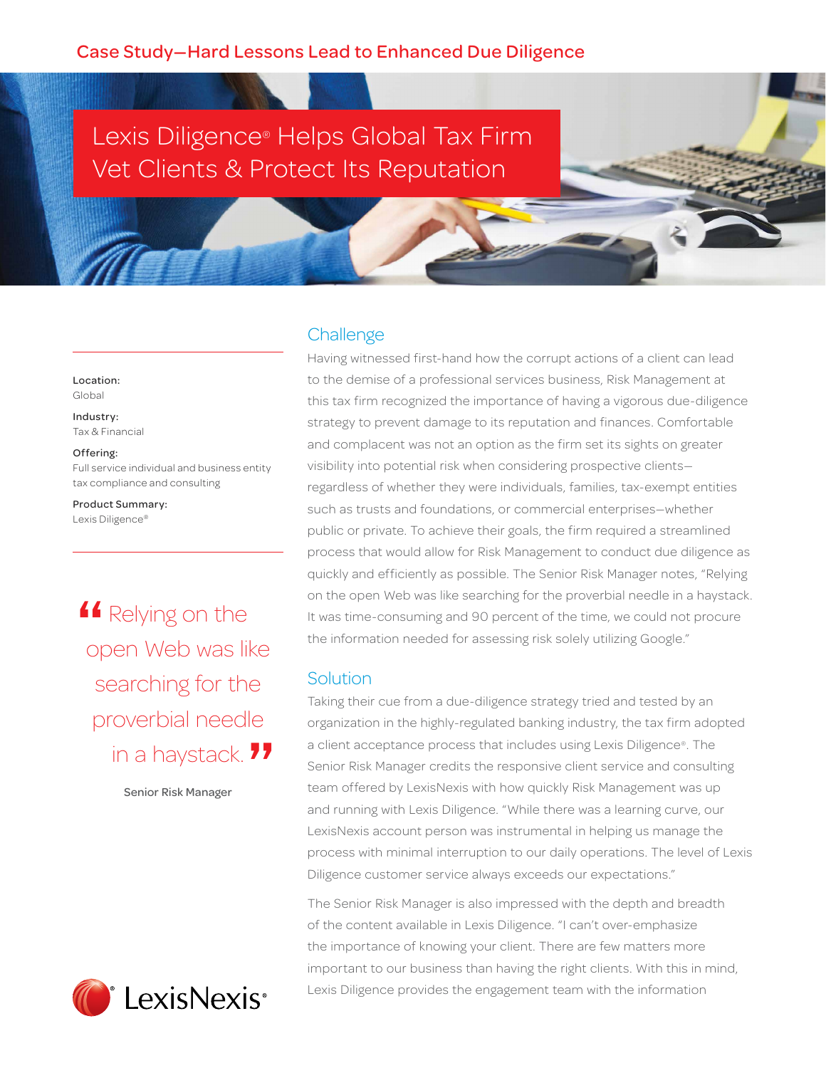Case Study—Hard Lessons Lead to Enhanced Due Diligence

# Lexis Diligence® Helps Global Tax Firm Vet Clients & Protect Its Reputation

**Location:**
Global

**Industry:**
Tax & Financial

**Offering:**
Full service individual and business entity tax compliance and consulting

**Product Summary:**
Lexis Diligence®

> "Relying on the open Web was like searching for the proverbial needle in a haystack."
>
> Senior Risk Manager

## Challenge

Having witnessed first-hand how the corrupt actions of a client can lead to the demise of a professional services business, Risk Management at this tax firm recognized the importance of having a vigorous due-diligence strategy to prevent damage to its reputation and finances. Comfortable and complacent was not an option as the firm set its sights on greater visibility into potential risk when considering prospective clients—regardless of whether they were individuals, families, tax-exempt entities such as trusts and foundations, or commercial enterprises—whether public or private. To achieve their goals, the firm required a streamlined process that would allow for Risk Management to conduct due diligence as quickly and efficiently as possible. The Senior Risk Manager notes, "Relying on the open Web was like searching for the proverbial needle in a haystack. It was time-consuming and 90 percent of the time, we could not procure the information needed for assessing risk solely utilizing Google."

## Solution

Taking their cue from a due-diligence strategy tried and tested by an organization in the highly-regulated banking industry, the tax firm adopted a client acceptance process that includes using Lexis Diligence®. The Senior Risk Manager credits the responsive client service and consulting team offered by LexisNexis with how quickly Risk Management was up and running with Lexis Diligence. "While there was a learning curve, our LexisNexis account person was instrumental in helping us manage the process with minimal interruption to our daily operations. The level of Lexis Diligence customer service always exceeds our expectations."

The Senior Risk Manager is also impressed with the depth and breadth of the content available in Lexis Diligence. "I can't over-emphasize the importance of knowing your client. There are few matters more important to our business than having the right clients. With this in mind, Lexis Diligence provides the engagement team with the information

LexisNexis®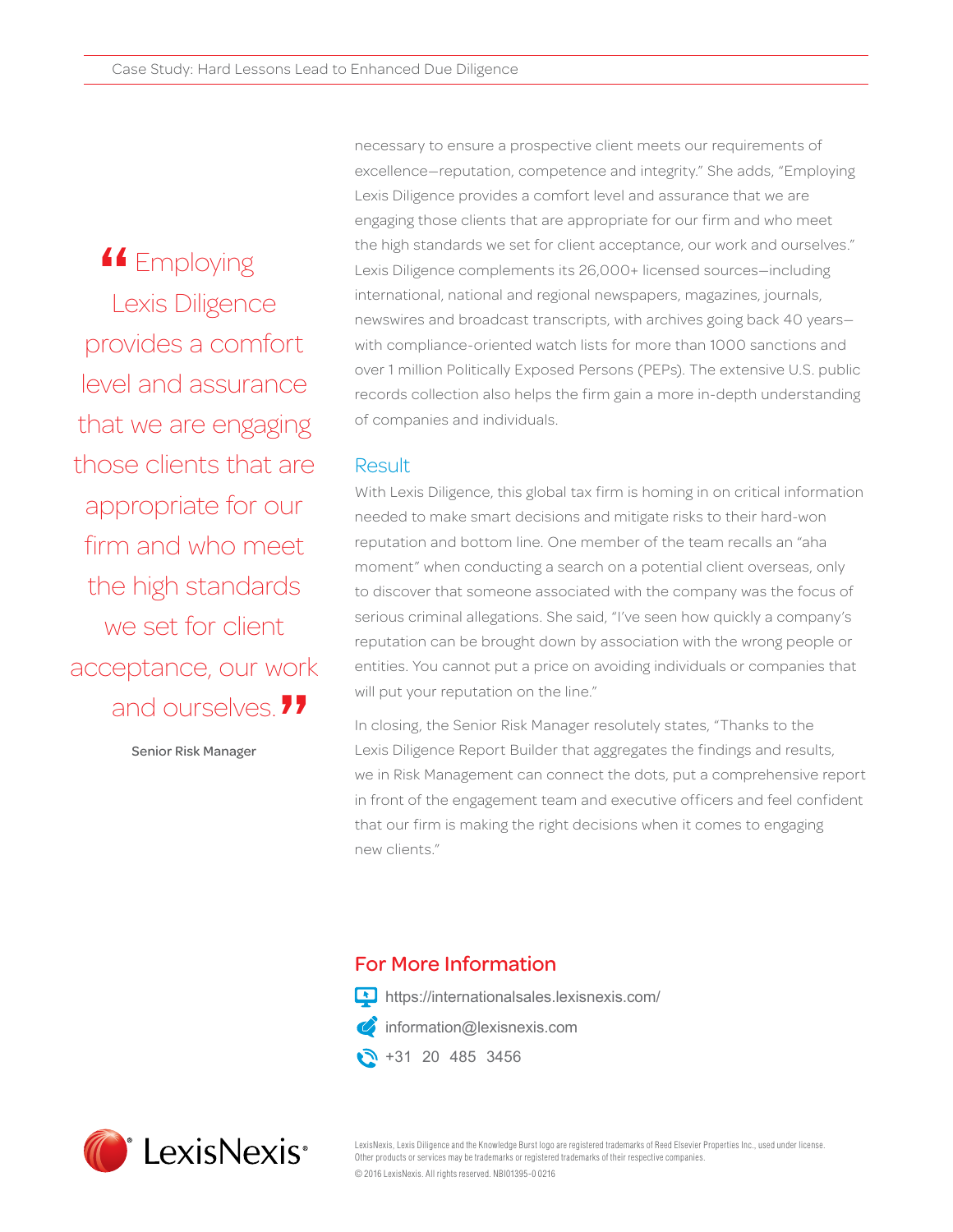> "Employing Lexis Diligence provides a comfort level and assurance that we are engaging those clients that are appropriate for our firm and who meet the high standards we set for client acceptance, our work and ourselves."
>
> Senior Risk Manager

necessary to ensure a prospective client meets our requirements of excellence—reputation, competence and integrity." She adds, "Employing Lexis Diligence provides a comfort level and assurance that we are engaging those clients that are appropriate for our firm and who meet the high standards we set for client acceptance, our work and ourselves." Lexis Diligence complements its 26,000+ licensed sources—including international, national and regional newspapers, magazines, journals, newswires and broadcast transcripts, with archives going back 40 years—with compliance-oriented watch lists for more than 1000 sanctions and over 1 million Politically Exposed Persons (PEPs). The extensive U.S. public records collection also helps the firm gain a more in-depth understanding of companies and individuals.

## Result

With Lexis Diligence, this global tax firm is homing in on critical information needed to make smart decisions and mitigate risks to their hard-won reputation and bottom line. One member of the team recalls an "aha moment" when conducting a search on a potential client overseas, only to discover that someone associated with the company was the focus of serious criminal allegations. She said, "I've seen how quickly a company's reputation can be brought down by association with the wrong people or entities. You cannot put a price on avoiding individuals or companies that will put your reputation on the line."

In closing, the Senior Risk Manager resolutely states, "Thanks to the Lexis Diligence Report Builder that aggregates the findings and results, we in Risk Management can connect the dots, put a comprehensive report in front of the engagement team and executive officers and feel confident that our firm is making the right decisions when it comes to engaging new clients."

## For More Information

https://internationalsales.lexisnexis.com/

information@lexisnexis.com

+31 20 485 3456

LexisNexis®

LexisNexis, Lexis Diligence and the Knowledge Burst logo are registered trademarks of Reed Elsevier Properties Inc., used under license. Other products or services may be trademarks or registered trademarks of their respective companies.

© 2016 LexisNexis. All rights reserved. NBI01395-0 0216